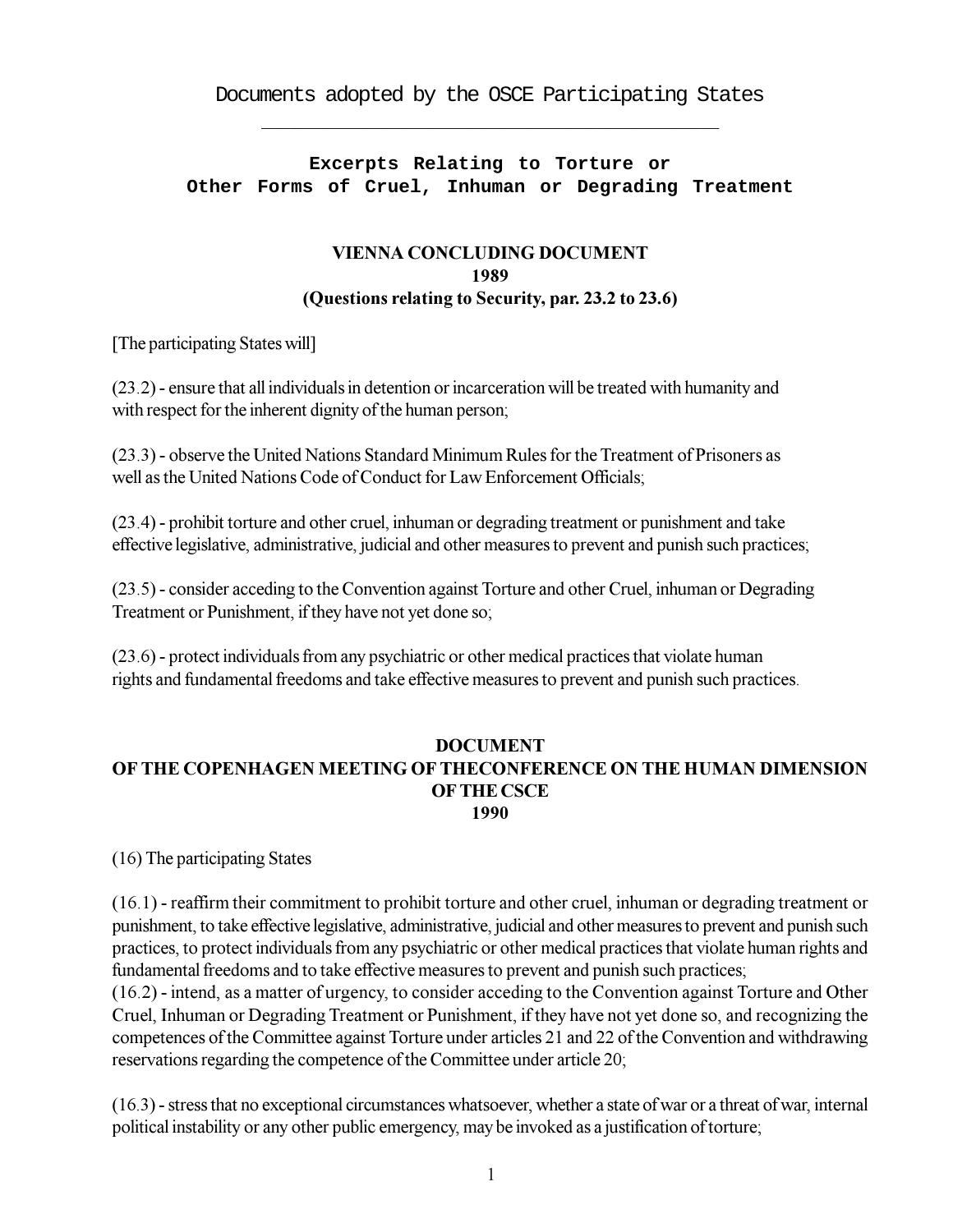Documents adopted by the OSCE Participating States

# Excerpts Relating to Torture or Other Forms of Cruel, Inhuman or Degrading Treatment

## VIENNA CONCLUDING DOCUMENT 1989 (Questions relating to Security, par. 23.2 to 23.6)

[The participating States will]

(23.2) - ensure that all individuals in detention or incarceration will be treated with humanity and with respect for the inherent dignity of the human person;

(23.3) - observe the United Nations Standard Minimum Rules for the Treatment of Prisoners as well as the United Nations Code of Conduct for Law Enforcement Officials;

(23.4) - prohibit torture and other cruel, inhuman or degrading treatment or punishment and take effective legislative, administrative, judicial and other measures to prevent and punish such practices;

(23.5) - consider acceding to the Convention against Torture and other Cruel, inhuman or Degrading Treatment or Punishment, if they have not yet done so;

(23.6) - protect individuals from any psychiatric or other medical practices that violate human rights and fundamental freedoms and take effective measures to prevent and punish such practices.

## DOCUMENT OF THE COPENHAGEN MEETING OF THECONFERENCE ON THE HUMAN DIMENSION OF THE CSCE 1990

(16) The participating States

(16.1) - reaffirm their commitment to prohibit torture and other cruel, inhuman or degrading treatment or punishment, to take effective legislative, administrative, judicial and other measures to prevent and punish such practices, to protect individuals from any psychiatric or other medical practices that violate human rights and fundamental freedoms and to take effective measures to prevent and punish such practices;
(16.2) - intend, as a matter of urgency, to consider acceding to the Convention against Torture and Other Cruel, Inhuman or Degrading Treatment or Punishment, if they have not yet done so, and recognizing the competences of the Committee against Torture under articles 21 and 22 of the Convention and withdrawing reservations regarding the competence of the Committee under article 20;

(16.3) - stress that no exceptional circumstances whatsoever, whether a state of war or a threat of war, internal political instability or any other public emergency, may be invoked as a justification of torture;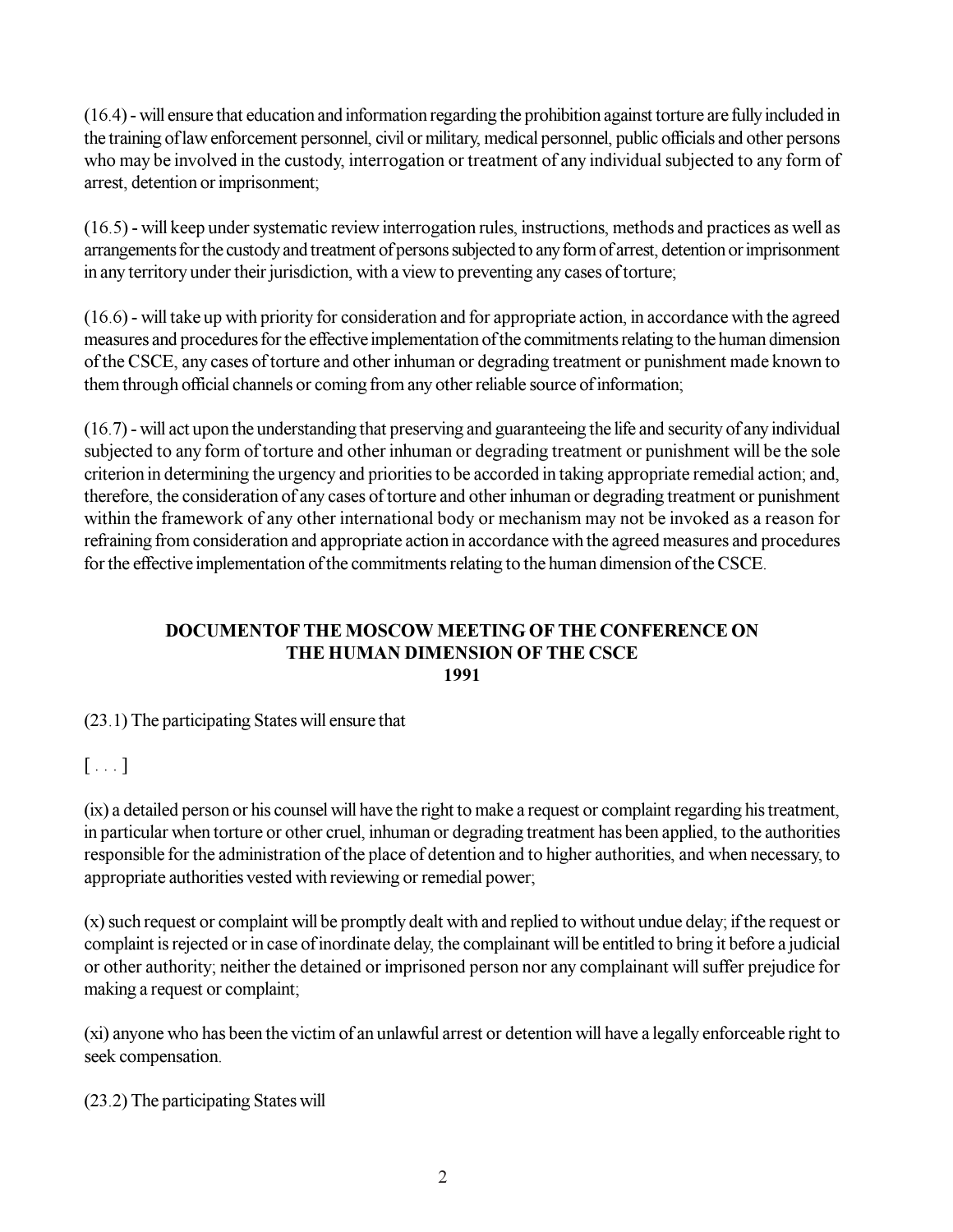(16.4) - will ensure that education and information regarding the prohibition against torture are fully included in the training of law enforcement personnel, civil or military, medical personnel, public officials and other persons who may be involved in the custody, interrogation or treatment of any individual subjected to any form of arrest, detention or imprisonment;

(16.5) - will keep under systematic review interrogation rules, instructions, methods and practices as well as arrangements for the custody and treatment of persons subjected to any form of arrest, detention or imprisonment in any territory under their jurisdiction, with a view to preventing any cases of torture;

(16.6) - will take up with priority for consideration and for appropriate action, in accordance with the agreed measures and procedures for the effective implementation of the commitments relating to the human dimension of the CSCE, any cases of torture and other inhuman or degrading treatment or punishment made known to them through official channels or coming from any other reliable source of information;

(16.7) - will act upon the understanding that preserving and guaranteeing the life and security of any individual subjected to any form of torture and other inhuman or degrading treatment or punishment will be the sole criterion in determining the urgency and priorities to be accorded in taking appropriate remedial action; and, therefore, the consideration of any cases of torture and other inhuman or degrading treatment or punishment within the framework of any other international body or mechanism may not be invoked as a reason for refraining from consideration and appropriate action in accordance with the agreed measures and procedures for the effective implementation of the commitments relating to the human dimension of the CSCE.

## DOCUMENTOF THE MOSCOW MEETING OF THE CONFERENCE ON THE HUMAN DIMENSION OF THE CSCE 1991

(23.1) The participating States will ensure that

[ . . . ]

(ix) a detailed person or his counsel will have the right to make a request or complaint regarding his treatment, in particular when torture or other cruel, inhuman or degrading treatment has been applied, to the authorities responsible for the administration of the place of detention and to higher authorities, and when necessary, to appropriate authorities vested with reviewing or remedial power;

(x) such request or complaint will be promptly dealt with and replied to without undue delay; if the request or complaint is rejected or in case of inordinate delay, the complainant will be entitled to bring it before a judicial or other authority; neither the detained or imprisoned person nor any complainant will suffer prejudice for making a request or complaint;

(xi) anyone who has been the victim of an unlawful arrest or detention will have a legally enforceable right to seek compensation.

(23.2) The participating States will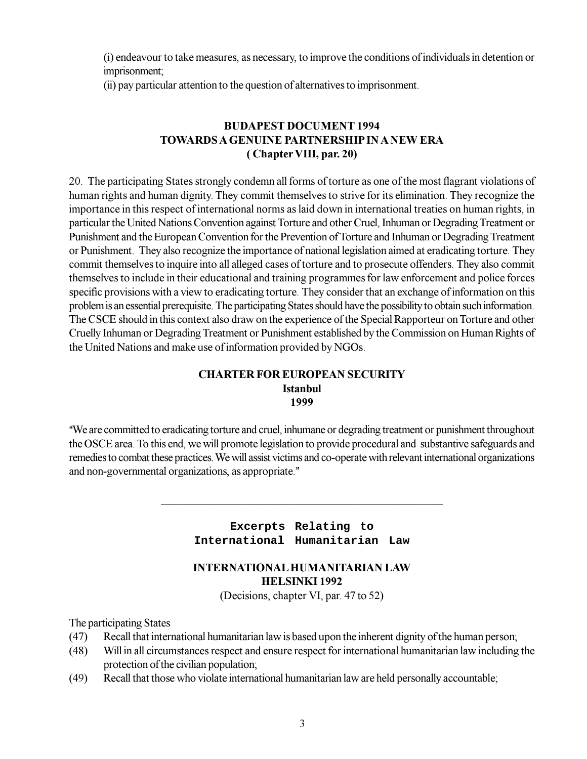(i) endeavour to take measures, as necessary, to improve the conditions of individuals in detention or imprisonment;

(ii) pay particular attention to the question of alternatives to imprisonment.

### BUDAPEST DOCUMENT 1994
### TOWARDS A GENUINE PARTNERSHIP IN A NEW ERA
### ( Chapter VIII, par. 20)

20. The participating States strongly condemn all forms of torture as one of the most flagrant violations of human rights and human dignity. They commit themselves to strive for its elimination. They recognize the importance in this respect of international norms as laid down in international treaties on human rights, in particular the United Nations Convention against Torture and other Cruel, Inhuman or Degrading Treatment or Punishment and the European Convention for the Prevention of Torture and Inhuman or Degrading Treatment or Punishment. They also recognize the importance of national legislation aimed at eradicating torture. They commit themselves to inquire into all alleged cases of torture and to prosecute offenders. They also commit themselves to include in their educational and training programmes for law enforcement and police forces specific provisions with a view to eradicating torture. They consider that an exchange of information on this problem is an essential prerequisite. The participating States should have the possibility to obtain such information. The CSCE should in this context also draw on the experience of the Special Rapporteur on Torture and other Cruelly Inhuman or Degrading Treatment or Punishment established by the Commission on Human Rights of the United Nations and make use of information provided by NGOs.

### CHARTER FOR EUROPEAN SECURITY
### Istanbul
### 1999

"We are committed to eradicating torture and cruel, inhumane or degrading treatment or punishment throughout the OSCE area. To this end, we will promote legislation to provide procedural and substantive safeguards and remedies to combat these practices. We will assist victims and co-operate with relevant international organizations and non-governmental organizations, as appropriate."

---

## Excerpts Relating to International Humanitarian Law

### INTERNATIONAL HUMANITARIAN LAW
### HELSINKI 1992

(Decisions, chapter VI, par. 47 to 52)

The participating States

(47) Recall that international humanitarian law is based upon the inherent dignity of the human person;

(48) Will in all circumstances respect and ensure respect for international humanitarian law including the protection of the civilian population;

(49) Recall that those who violate international humanitarian law are held personally accountable;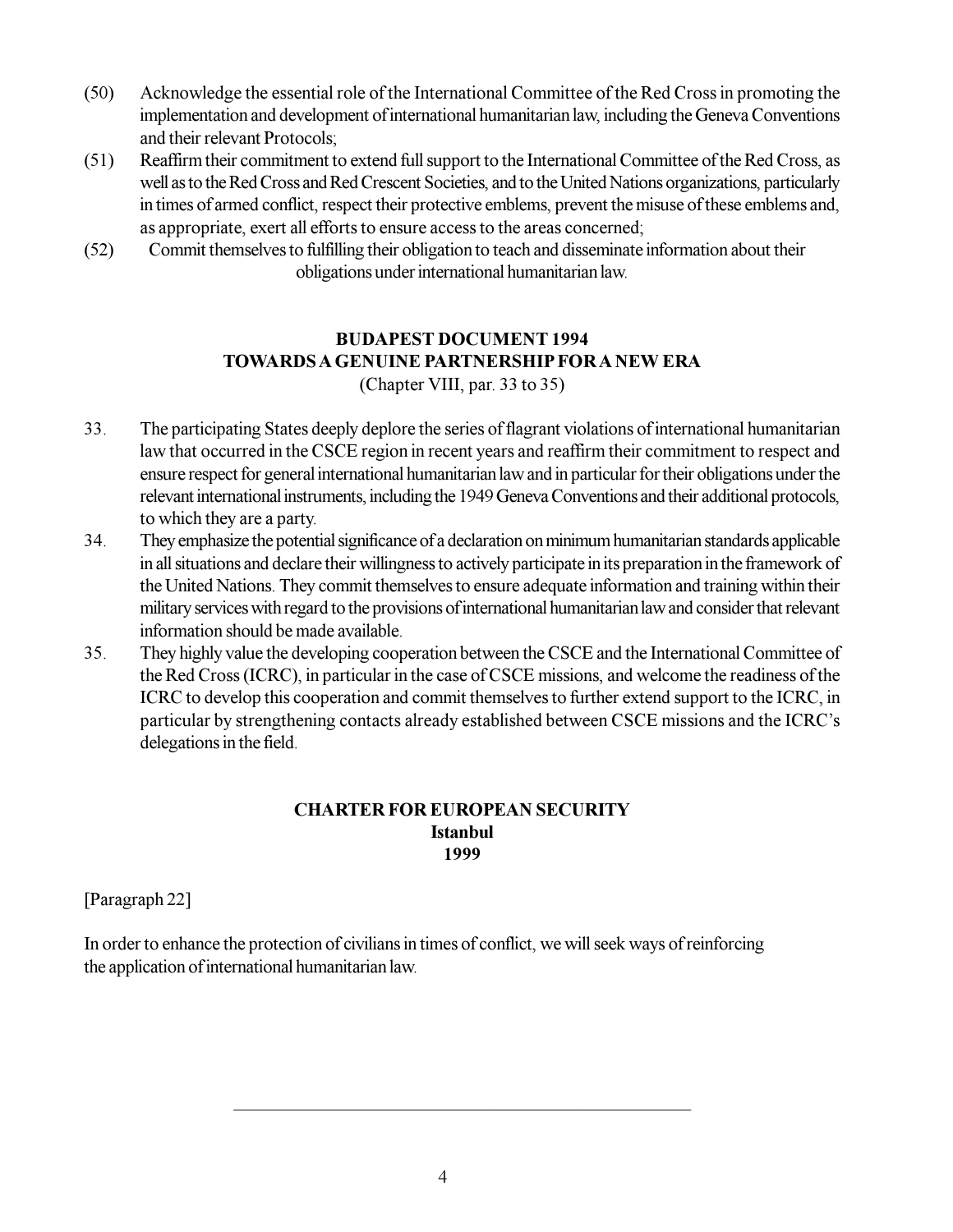(50) Acknowledge the essential role of the International Committee of the Red Cross in promoting the implementation and development of international humanitarian law, including the Geneva Conventions and their relevant Protocols;

(51) Reaffirm their commitment to extend full support to the International Committee of the Red Cross, as well as to the Red Cross and Red Crescent Societies, and to the United Nations organizations, particularly in times of armed conflict, respect their protective emblems, prevent the misuse of these emblems and, as appropriate, exert all efforts to ensure access to the areas concerned;

(52) Commit themselves to fulfilling their obligation to teach and disseminate information about their obligations under international humanitarian law.

## BUDAPEST DOCUMENT 1994
## TOWARDS A GENUINE PARTNERSHIP FOR A NEW ERA

(Chapter VIII, par. 33 to 35)

33. The participating States deeply deplore the series of flagrant violations of international humanitarian law that occurred in the CSCE region in recent years and reaffirm their commitment to respect and ensure respect for general international humanitarian law and in particular for their obligations under the relevant international instruments, including the 1949 Geneva Conventions and their additional protocols, to which they are a party.

34. They emphasize the potential significance of a declaration on minimum humanitarian standards applicable in all situations and declare their willingness to actively participate in its preparation in the framework of the United Nations. They commit themselves to ensure adequate information and training within their military services with regard to the provisions of international humanitarian law and consider that relevant information should be made available.

35. They highly value the developing cooperation between the CSCE and the International Committee of the Red Cross (ICRC), in particular in the case of CSCE missions, and welcome the readiness of the ICRC to develop this cooperation and commit themselves to further extend support to the ICRC, in particular by strengthening contacts already established between CSCE missions and the ICRC's delegations in the field.

## CHARTER FOR EUROPEAN SECURITY
## Istanbul
## 1999

[Paragraph 22]

In order to enhance the protection of civilians in times of conflict, we will seek ways of reinforcing the application of international humanitarian law.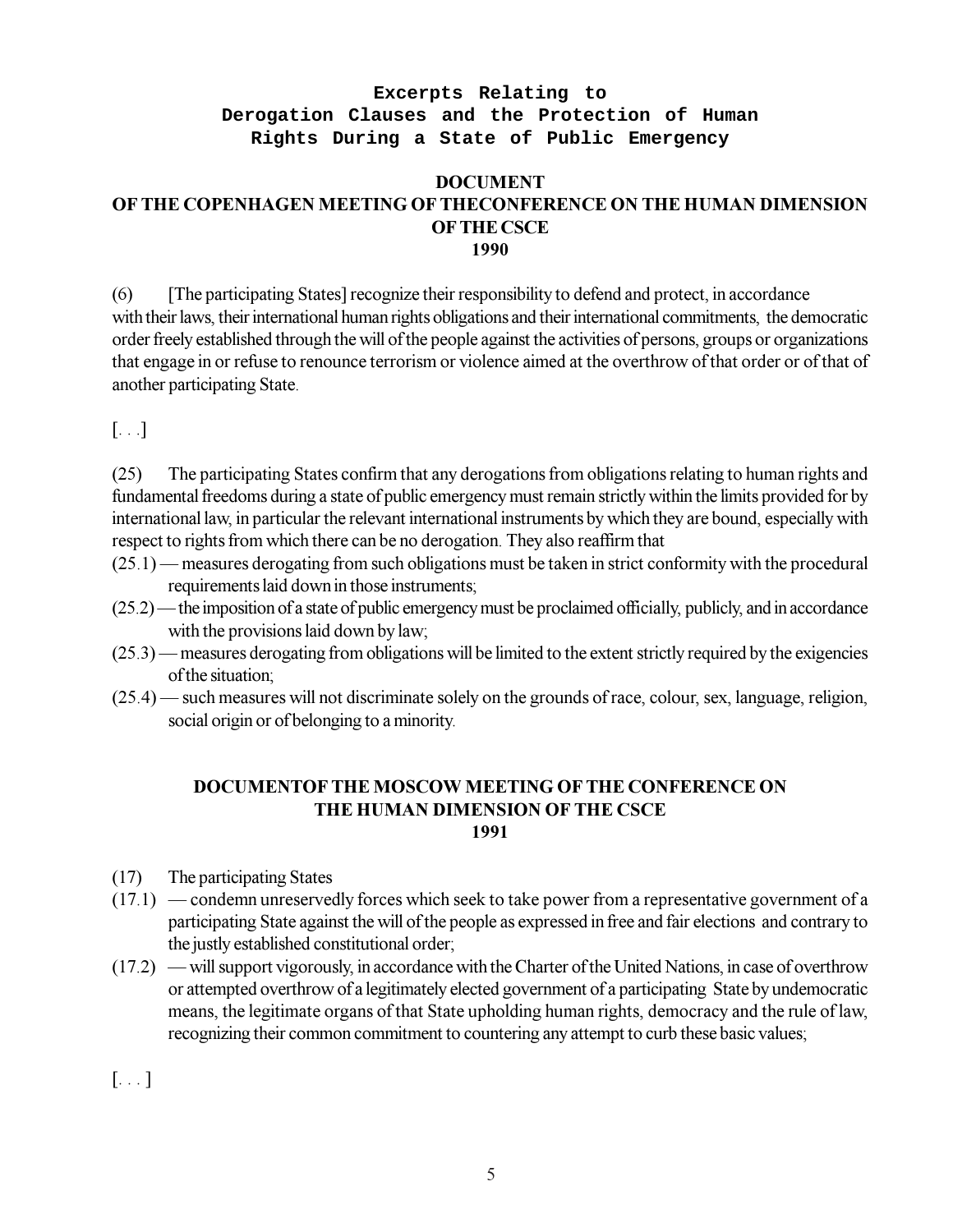# Excerpts Relating to Derogation Clauses and the Protection of Human Rights During a State of Public Emergency

## DOCUMENT OF THE COPENHAGEN MEETING OF THECONFERENCE ON THE HUMAN DIMENSION OF THE CSCE 1990

(6) [The participating States] recognize their responsibility to defend and protect, in accordance with their laws, their international human rights obligations and their international commitments, the democratic order freely established through the will of the people against the activities of persons, groups or organizations that engage in or refuse to renounce terrorism or violence aimed at the overthrow of that order or of that of another participating State.

[. . .]

(25) The participating States confirm that any derogations from obligations relating to human rights and fundamental freedoms during a state of public emergency must remain strictly within the limits provided for by international law, in particular the relevant international instruments by which they are bound, especially with respect to rights from which there can be no derogation. They also reaffirm that

(25.1) — measures derogating from such obligations must be taken in strict conformity with the procedural requirements laid down in those instruments;

(25.2) — the imposition of a state of public emergency must be proclaimed officially, publicly, and in accordance with the provisions laid down by law;

(25.3) — measures derogating from obligations will be limited to the extent strictly required by the exigencies of the situation;

(25.4) — such measures will not discriminate solely on the grounds of race, colour, sex, language, religion, social origin or of belonging to a minority.

## DOCUMENTOF THE MOSCOW MEETING OF THE CONFERENCE ON THE HUMAN DIMENSION OF THE CSCE 1991

(17) The participating States

(17.1) — condemn unreservedly forces which seek to take power from a representative government of a participating State against the will of the people as expressed in free and fair elections and contrary to the justly established constitutional order;

(17.2) — will support vigorously, in accordance with the Charter of the United Nations, in case of overthrow or attempted overthrow of a legitimately elected government of a participating State by undemocratic means, the legitimate organs of that State upholding human rights, democracy and the rule of law, recognizing their common commitment to countering any attempt to curb these basic values;

[. . . ]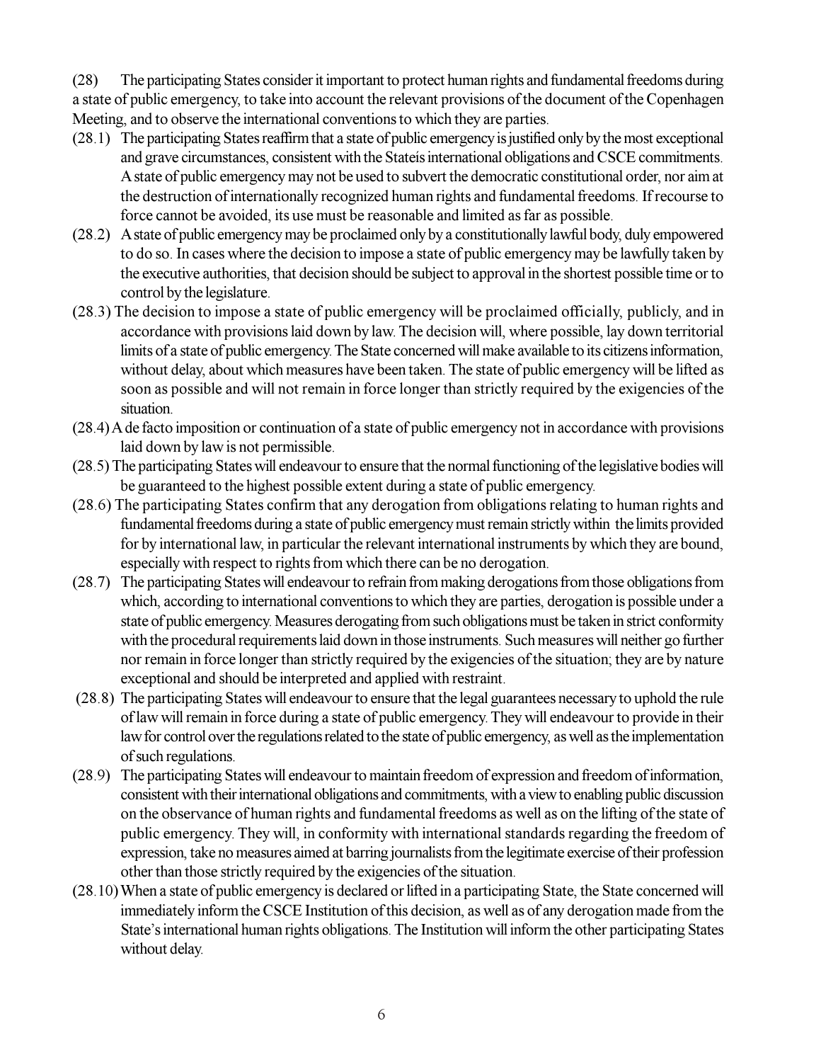(28) The participating States consider it important to protect human rights and fundamental freedoms during a state of public emergency, to take into account the relevant provisions of the document of the Copenhagen Meeting, and to observe the international conventions to which they are parties.

(28.1) The participating States reaffirm that a state of public emergency is justified only by the most exceptional and grave circumstances, consistent with the Stateís international obligations and CSCE commitments. A state of public emergency may not be used to subvert the democratic constitutional order, nor aim at the destruction of internationally recognized human rights and fundamental freedoms. If recourse to force cannot be avoided, its use must be reasonable and limited as far as possible.

(28.2) A state of public emergency may be proclaimed only by a constitutionally lawful body, duly empowered to do so. In cases where the decision to impose a state of public emergency may be lawfully taken by the executive authorities, that decision should be subject to approval in the shortest possible time or to control by the legislature.

(28.3) The decision to impose a state of public emergency will be proclaimed officially, publicly, and in accordance with provisions laid down by law. The decision will, where possible, lay down territorial limits of a state of public emergency. The State concerned will make available to its citizens information, without delay, about which measures have been taken. The state of public emergency will be lifted as soon as possible and will not remain in force longer than strictly required by the exigencies of the situation.

(28.4) A de facto imposition or continuation of a state of public emergency not in accordance with provisions laid down by law is not permissible.

(28.5) The participating States will endeavour to ensure that the normal functioning of the legislative bodies will be guaranteed to the highest possible extent during a state of public emergency.

(28.6) The participating States confirm that any derogation from obligations relating to human rights and fundamental freedoms during a state of public emergency must remain strictly within the limits provided for by international law, in particular the relevant international instruments by which they are bound, especially with respect to rights from which there can be no derogation.

(28.7) The participating States will endeavour to refrain from making derogations from those obligations from which, according to international conventions to which they are parties, derogation is possible under a state of public emergency. Measures derogating from such obligations must be taken in strict conformity with the procedural requirements laid down in those instruments. Such measures will neither go further nor remain in force longer than strictly required by the exigencies of the situation; they are by nature exceptional and should be interpreted and applied with restraint.

(28.8) The participating States will endeavour to ensure that the legal guarantees necessary to uphold the rule of law will remain in force during a state of public emergency. They will endeavour to provide in their law for control over the regulations related to the state of public emergency, as well as the implementation of such regulations.

(28.9) The participating States will endeavour to maintain freedom of expression and freedom of information, consistent with their international obligations and commitments, with a view to enabling public discussion on the observance of human rights and fundamental freedoms as well as on the lifting of the state of public emergency. They will, in conformity with international standards regarding the freedom of expression, take no measures aimed at barring journalists from the legitimate exercise of their profession other than those strictly required by the exigencies of the situation.

(28.10) When a state of public emergency is declared or lifted in a participating State, the State concerned will immediately inform the CSCE Institution of this decision, as well as of any derogation made from the State's international human rights obligations. The Institution will inform the other participating States without delay.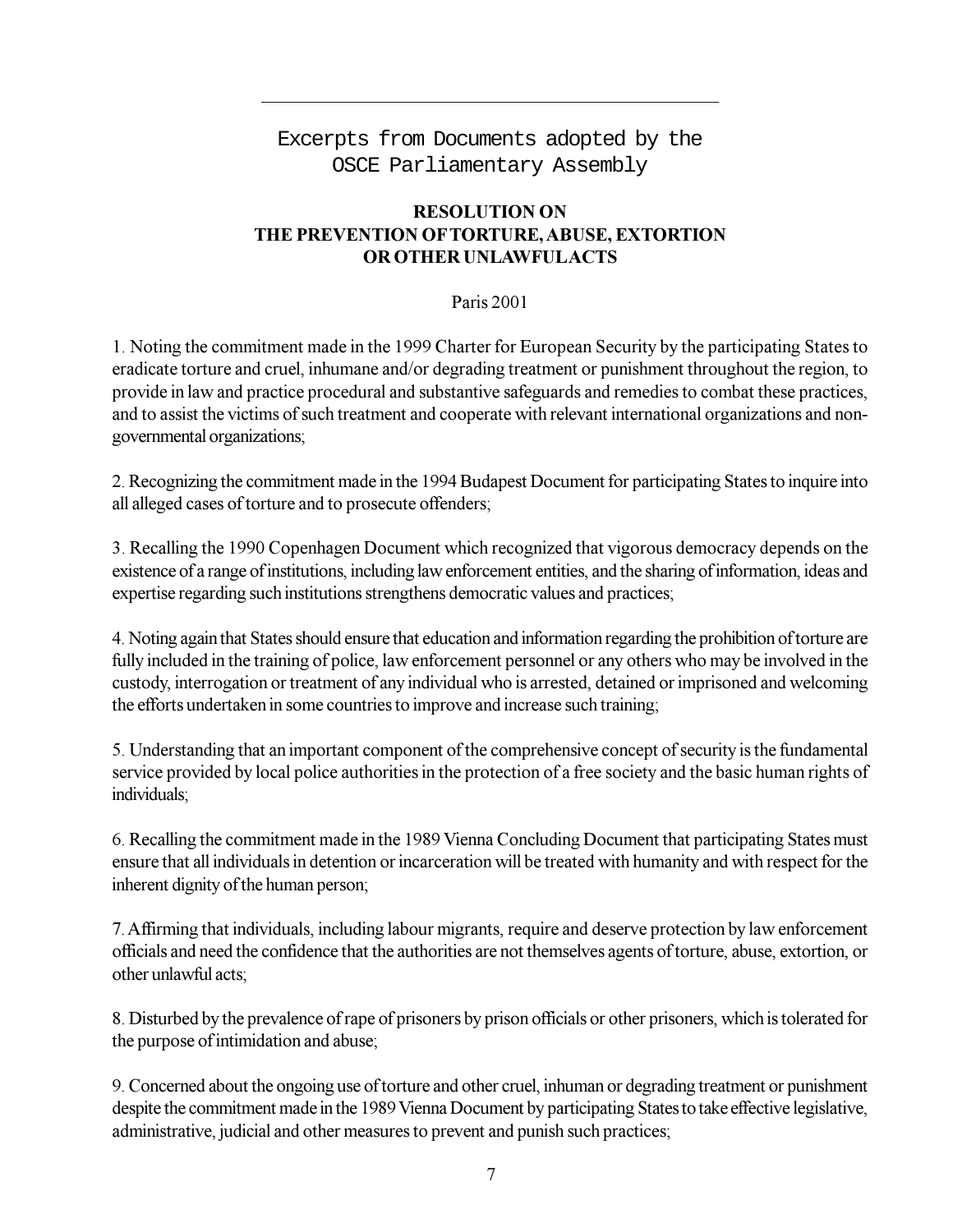## Excerpts from Documents adopted by the OSCE Parliamentary Assembly

### RESOLUTION ON THE PREVENTION OF TORTURE, ABUSE, EXTORTION OR OTHER UNLAWFUL ACTS

Paris 2001

1. Noting the commitment made in the 1999 Charter for European Security by the participating States to eradicate torture and cruel, inhumane and/or degrading treatment or punishment throughout the region, to provide in law and practice procedural and substantive safeguards and remedies to combat these practices, and to assist the victims of such treatment and cooperate with relevant international organizations and non-governmental organizations;

2. Recognizing the commitment made in the 1994 Budapest Document for participating States to inquire into all alleged cases of torture and to prosecute offenders;

3. Recalling the 1990 Copenhagen Document which recognized that vigorous democracy depends on the existence of a range of institutions, including law enforcement entities, and the sharing of information, ideas and expertise regarding such institutions strengthens democratic values and practices;

4. Noting again that States should ensure that education and information regarding the prohibition of torture are fully included in the training of police, law enforcement personnel or any others who may be involved in the custody, interrogation or treatment of any individual who is arrested, detained or imprisoned and welcoming the efforts undertaken in some countries to improve and increase such training;

5. Understanding that an important component of the comprehensive concept of security is the fundamental service provided by local police authorities in the protection of a free society and the basic human rights of individuals;

6. Recalling the commitment made in the 1989 Vienna Concluding Document that participating States must ensure that all individuals in detention or incarceration will be treated with humanity and with respect for the inherent dignity of the human person;

7. Affirming that individuals, including labour migrants, require and deserve protection by law enforcement officials and need the confidence that the authorities are not themselves agents of torture, abuse, extortion, or other unlawful acts;

8. Disturbed by the prevalence of rape of prisoners by prison officials or other prisoners, which is tolerated for the purpose of intimidation and abuse;

9. Concerned about the ongoing use of torture and other cruel, inhuman or degrading treatment or punishment despite the commitment made in the 1989 Vienna Document by participating States to take effective legislative, administrative, judicial and other measures to prevent and punish such practices;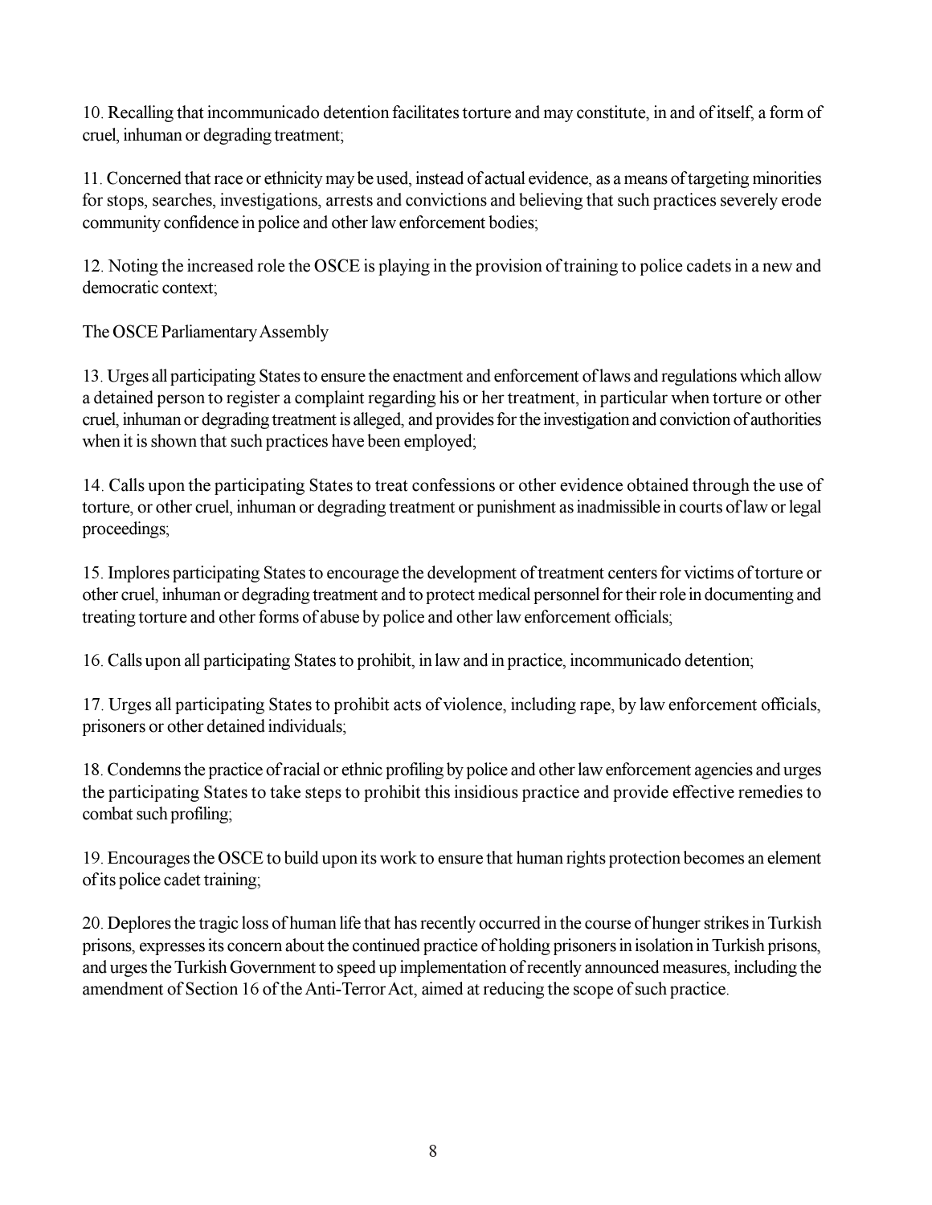10. Recalling that incommunicado detention facilitates torture and may constitute, in and of itself, a form of cruel, inhuman or degrading treatment;

11. Concerned that race or ethnicity may be used, instead of actual evidence, as a means of targeting minorities for stops, searches, investigations, arrests and convictions and believing that such practices severely erode community confidence in police and other law enforcement bodies;

12. Noting the increased role the OSCE is playing in the provision of training to police cadets in a new and democratic context;

The OSCE Parliamentary Assembly

13. Urges all participating States to ensure the enactment and enforcement of laws and regulations which allow a detained person to register a complaint regarding his or her treatment, in particular when torture or other cruel, inhuman or degrading treatment is alleged, and provides for the investigation and conviction of authorities when it is shown that such practices have been employed;

14. Calls upon the participating States to treat confessions or other evidence obtained through the use of torture, or other cruel, inhuman or degrading treatment or punishment as inadmissible in courts of law or legal proceedings;

15. Implores participating States to encourage the development of treatment centers for victims of torture or other cruel, inhuman or degrading treatment and to protect medical personnel for their role in documenting and treating torture and other forms of abuse by police and other law enforcement officials;

16. Calls upon all participating States to prohibit, in law and in practice, incommunicado detention;

17. Urges all participating States to prohibit acts of violence, including rape, by law enforcement officials, prisoners or other detained individuals;

18. Condemns the practice of racial or ethnic profiling by police and other law enforcement agencies and urges the participating States to take steps to prohibit this insidious practice and provide effective remedies to combat such profiling;

19. Encourages the OSCE to build upon its work to ensure that human rights protection becomes an element of its police cadet training;

20. Deplores the tragic loss of human life that has recently occurred in the course of hunger strikes in Turkish prisons, expresses its concern about the continued practice of holding prisoners in isolation in Turkish prisons, and urges the Turkish Government to speed up implementation of recently announced measures, including the amendment of Section 16 of the Anti-Terror Act, aimed at reducing the scope of such practice.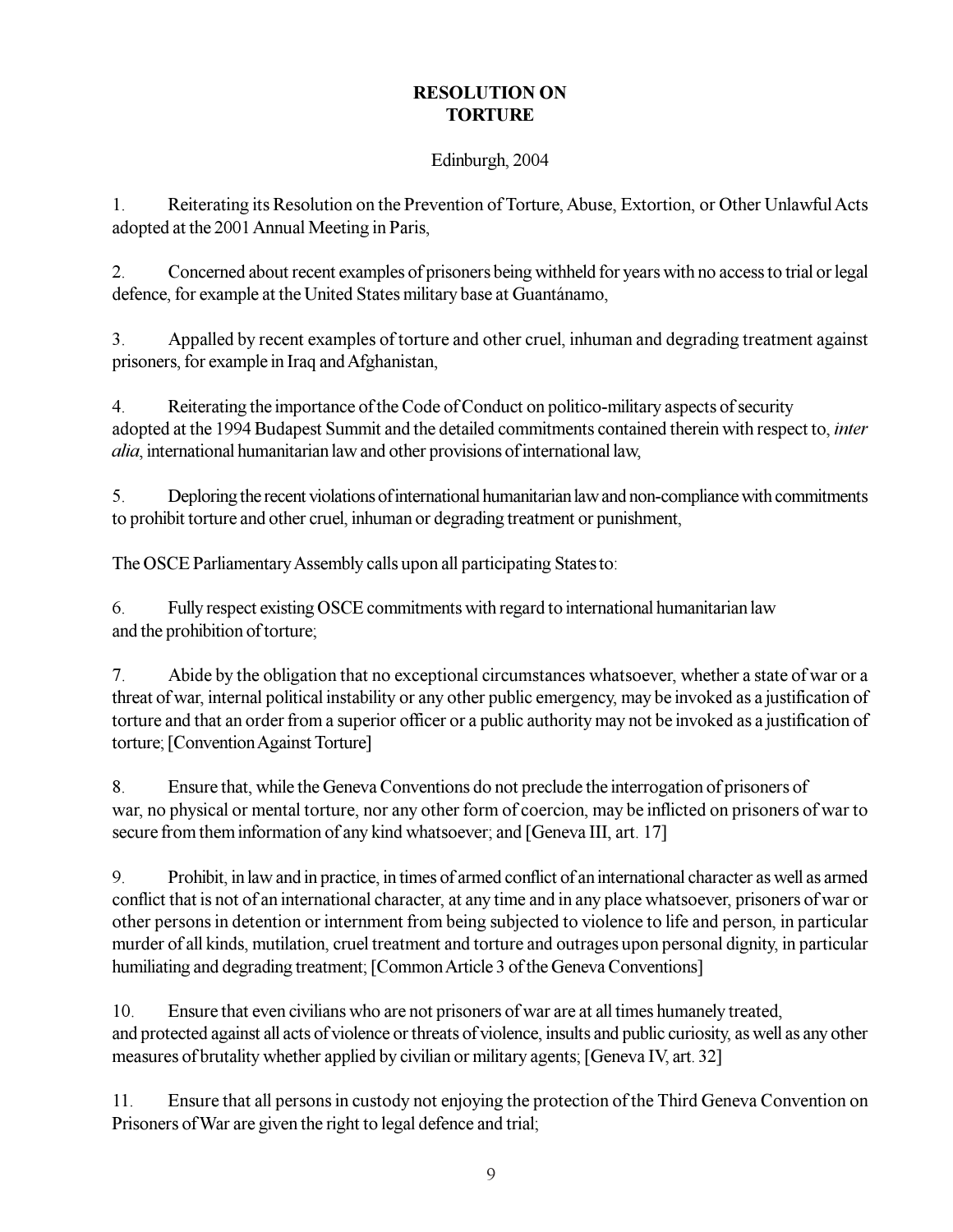# RESOLUTION ON TORTURE

Edinburgh, 2004

1. Reiterating its Resolution on the Prevention of Torture, Abuse, Extortion, or Other Unlawful Acts adopted at the 2001 Annual Meeting in Paris,

2. Concerned about recent examples of prisoners being withheld for years with no access to trial or legal defence, for example at the United States military base at Guantánamo,

3. Appalled by recent examples of torture and other cruel, inhuman and degrading treatment against prisoners, for example in Iraq and Afghanistan,

4. Reiterating the importance of the Code of Conduct on politico-military aspects of security adopted at the 1994 Budapest Summit and the detailed commitments contained therein with respect to, *inter alia*, international humanitarian law and other provisions of international law,

5. Deploring the recent violations of international humanitarian law and non-compliance with commitments to prohibit torture and other cruel, inhuman or degrading treatment or punishment,

The OSCE Parliamentary Assembly calls upon all participating States to:

6. Fully respect existing OSCE commitments with regard to international humanitarian law and the prohibition of torture;

7. Abide by the obligation that no exceptional circumstances whatsoever, whether a state of war or a threat of war, internal political instability or any other public emergency, may be invoked as a justification of torture and that an order from a superior officer or a public authority may not be invoked as a justification of torture; [Convention Against Torture]

8. Ensure that, while the Geneva Conventions do not preclude the interrogation of prisoners of war, no physical or mental torture, nor any other form of coercion, may be inflicted on prisoners of war to secure from them information of any kind whatsoever; and [Geneva III, art. 17]

9. Prohibit, in law and in practice, in times of armed conflict of an international character as well as armed conflict that is not of an international character, at any time and in any place whatsoever, prisoners of war or other persons in detention or internment from being subjected to violence to life and person, in particular murder of all kinds, mutilation, cruel treatment and torture and outrages upon personal dignity, in particular humiliating and degrading treatment; [Common Article 3 of the Geneva Conventions]

10. Ensure that even civilians who are not prisoners of war are at all times humanely treated, and protected against all acts of violence or threats of violence, insults and public curiosity, as well as any other measures of brutality whether applied by civilian or military agents; [Geneva IV, art. 32]

11. Ensure that all persons in custody not enjoying the protection of the Third Geneva Convention on Prisoners of War are given the right to legal defence and trial;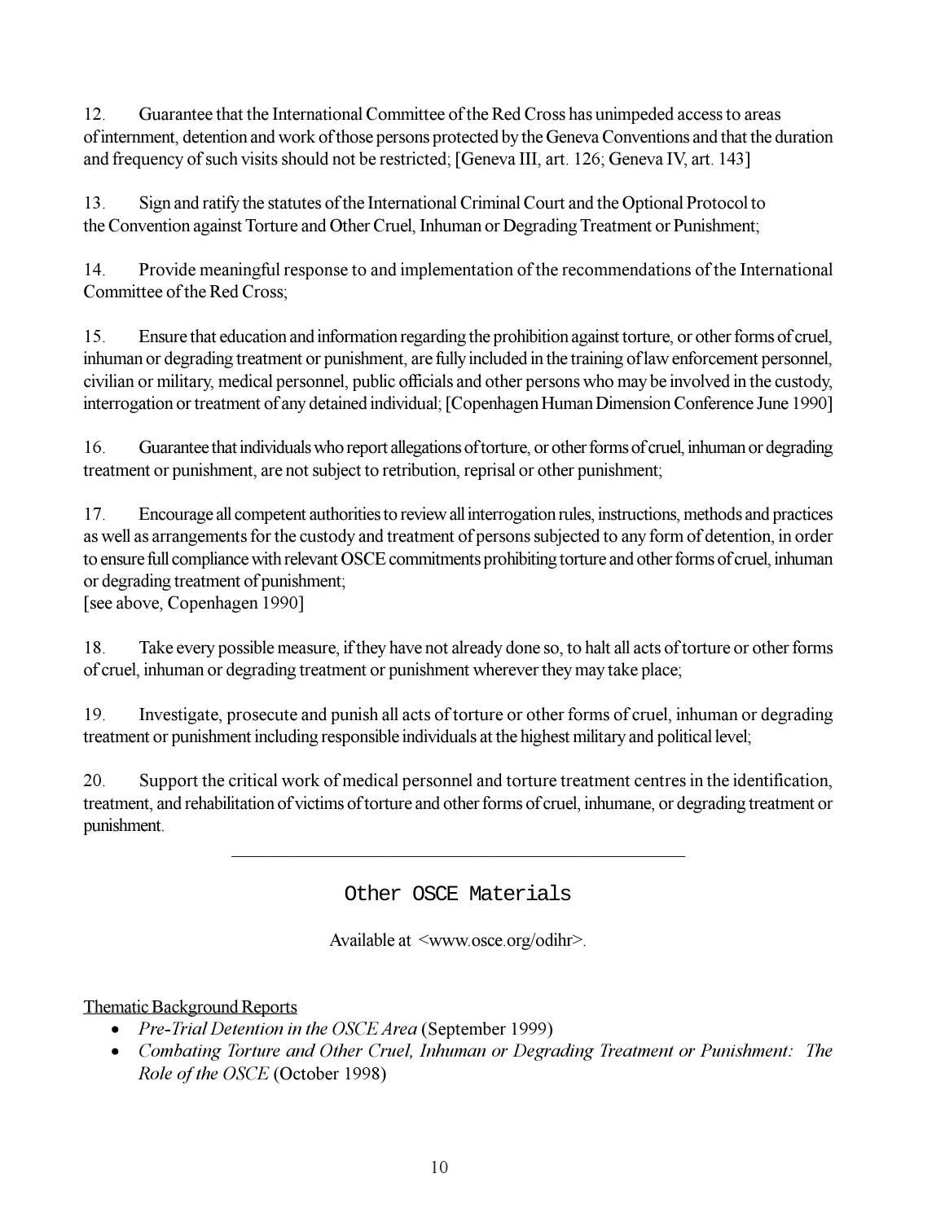12. Guarantee that the International Committee of the Red Cross has unimpeded access to areas of internment, detention and work of those persons protected by the Geneva Conventions and that the duration and frequency of such visits should not be restricted; [Geneva III, art. 126; Geneva IV, art. 143]

13. Sign and ratify the statutes of the International Criminal Court and the Optional Protocol to the Convention against Torture and Other Cruel, Inhuman or Degrading Treatment or Punishment;

14. Provide meaningful response to and implementation of the recommendations of the International Committee of the Red Cross;

15. Ensure that education and information regarding the prohibition against torture, or other forms of cruel, inhuman or degrading treatment or punishment, are fully included in the training of law enforcement personnel, civilian or military, medical personnel, public officials and other persons who may be involved in the custody, interrogation or treatment of any detained individual; [Copenhagen Human Dimension Conference June 1990]

16. Guarantee that individuals who report allegations of torture, or other forms of cruel, inhuman or degrading treatment or punishment, are not subject to retribution, reprisal or other punishment;

17. Encourage all competent authorities to review all interrogation rules, instructions, methods and practices as well as arrangements for the custody and treatment of persons subjected to any form of detention, in order to ensure full compliance with relevant OSCE commitments prohibiting torture and other forms of cruel, inhuman or degrading treatment of punishment;
[see above, Copenhagen 1990]

18. Take every possible measure, if they have not already done so, to halt all acts of torture or other forms of cruel, inhuman or degrading treatment or punishment wherever they may take place;

19. Investigate, prosecute and punish all acts of torture or other forms of cruel, inhuman or degrading treatment or punishment including responsible individuals at the highest military and political level;

20. Support the critical work of medical personnel and torture treatment centres in the identification, treatment, and rehabilitation of victims of torture and other forms of cruel, inhumane, or degrading treatment or punishment.

---

## Other OSCE Materials

Available at <www.osce.org/odihr>.

Thematic Background Reports

- *Pre-Trial Detention in the OSCE Area* (September 1999)
- *Combating Torture and Other Cruel, Inhuman or Degrading Treatment or Punishment: The Role of the OSCE* (October 1998)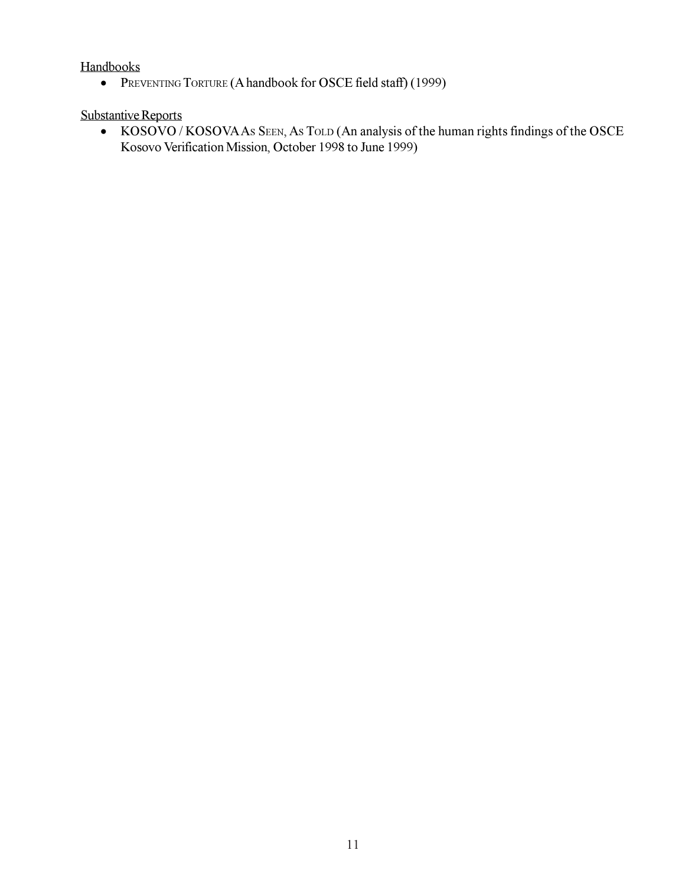<u>Handbooks</u>

- PREVENTING TORTURE (A handbook for OSCE field staff) (1999)

<u>Substantive Reports</u>

- KOSOVO / KOSOVA AS SEEN, AS TOLD (An analysis of the human rights findings of the OSCE Kosovo Verification Mission, October 1998 to June 1999)